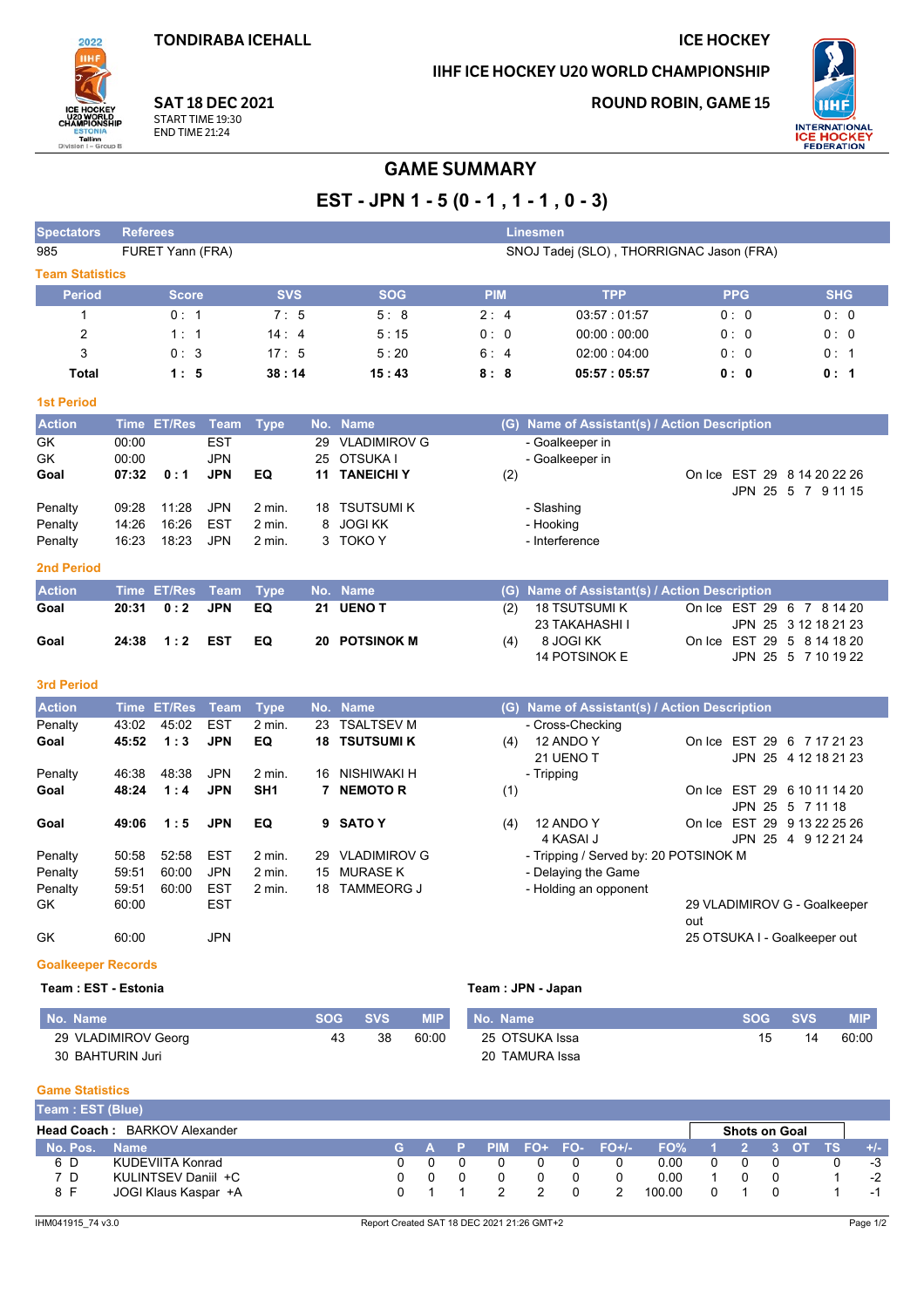TONDIRABA ICEHALL

**SAT 18 DEC 2021**
START TIME 19:30
END TIME 21:24

ICE HOCKEY

IIHF ICE HOCKEY U20 WORLD CHAMPIONSHIP

ROUND ROBIN, GAME 15

# GAME SUMMARY

## EST - JPN 1 - 5 (0 - 1 , 1 - 1 , 0 - 3)

| Spectators | Referees | Linesmen |
|---|---|---|
| 985 | FURET Yann (FRA) | SNOJ Tadej (SLO) , THORRIGNAC Jason (FRA) |

### Team Statistics

| Period | Score | SVS | SOG | PIM | TPP | PPG | SHG |
|---|---|---|---|---|---|---|---|
| 1 | 0 : 1 | 7 : 5 | 5 : 8 | 2 : 4 | 03:57 : 01:57 | 0 : 0 | 0 : 0 |
| 2 | 1 : 1 | 14 : 4 | 5 : 15 | 0 : 0 | 00:00 : 00:00 | 0 : 0 | 0 : 0 |
| 3 | 0 : 3 | 17 : 5 | 5 : 20 | 6 : 4 | 02:00 : 04:00 | 0 : 0 | 0 : 1 |
| **Total** | **1 : 5** | **38 : 14** | **15 : 43** | **8 : 8** | **05:57 : 05:57** | **0 : 0** | **0 : 1** |

### 1st Period

| Action | Time | ET/Res | Team | Type | No. | Name | (G) | Name of Assistant(s) / Action Description | |
|---|---|---|---|---|---|---|---|---|---|
| GK | 00:00 | | EST | | 29 | VLADIMIROV G | | - Goalkeeper in | |
| GK | 00:00 | | JPN | | 25 | OTSUKA I | | - Goalkeeper in | |
| **Goal** | **07:32** | **0 : 1** | **JPN** | **EQ** | **11** | **TANEICHI Y** | (2) | | On Ice EST 29 8 14 20 22 26 / JPN 25 5 7 9 11 15 |
| Penalty | 09:28 | 11:28 | JPN | 2 min. | 18 | TSUTSUMI K | | - Slashing | |
| Penalty | 14:26 | 16:26 | EST | 2 min. | 8 | JOGI KK | | - Hooking | |
| Penalty | 16:23 | 18:23 | JPN | 2 min. | 3 | TOKO Y | | - Interference | |

### 2nd Period

| Action | Time | ET/Res | Team | Type | No. | Name | (G) | Name of Assistant(s) / Action Description | |
|---|---|---|---|---|---|---|---|---|---|
| **Goal** | **20:31** | **0 : 2** | **JPN** | **EQ** | **21** | **UENO T** | (2) | 18 TSUTSUMI K / 23 TAKAHASHI I | On Ice EST 29 6 7 8 14 20 / JPN 25 3 12 18 21 23 |
| **Goal** | **24:38** | **1 : 2** | **EST** | **EQ** | **20** | **POTSINOK M** | (4) | 8 JOGI KK / 14 POTSINOK E | On Ice EST 29 5 8 14 18 20 / JPN 25 5 7 10 19 22 |

### 3rd Period

| Action | Time | ET/Res | Team | Type | No. | Name | (G) | Name of Assistant(s) / Action Description | |
|---|---|---|---|---|---|---|---|---|---|
| Penalty | 43:02 | 45:02 | EST | 2 min. | 23 | TSALTSEV M | | - Cross-Checking | |
| **Goal** | **45:52** | **1 : 3** | **JPN** | **EQ** | **18** | **TSUTSUMI K** | (4) | 12 ANDO Y / 21 UENO T | On Ice EST 29 6 7 17 21 23 / JPN 25 4 12 18 21 23 |
| Penalty | 46:38 | 48:38 | JPN | 2 min. | 16 | NISHIWAKI H | | - Tripping | |
| **Goal** | **48:24** | **1 : 4** | **JPN** | **SH1** | **7** | **NEMOTO R** | (1) | | On Ice EST 29 6 10 11 14 20 / JPN 25 5 7 11 18 |
| **Goal** | **49:06** | **1 : 5** | **JPN** | **EQ** | **9** | **SATO Y** | (4) | 12 ANDO Y / 4 KASAI J | On Ice EST 29 9 13 22 25 26 / JPN 25 4 9 12 21 24 |
| Penalty | 50:58 | 52:58 | EST | 2 min. | 29 | VLADIMIROV G | | - Tripping / Served by: 20 POTSINOK M | |
| Penalty | 59:51 | 60:00 | JPN | 2 min. | 15 | MURASE K | | - Delaying the Game | |
| Penalty | 59:51 | 60:00 | EST | 2 min. | 18 | TAMMEORG J | | - Holding an opponent | |
| GK | 60:00 | | EST | | | | | | 29 VLADIMIROV G - Goalkeeper out |
| GK | 60:00 | | JPN | | | | | | 25 OTSUKA I - Goalkeeper out |

### Goalkeeper Records

**Team : EST - Estonia**

| No. Name | SOG | SVS | MIP |
|---|---|---|---|
| 29 VLADIMIROV Georg | 43 | 38 | 60:00 |
| 30 BAHTURIN Juri | | | |

**Team : JPN - Japan**

| No. Name | SOG | SVS | MIP |
|---|---|---|---|
| 25 OTSUKA Issa | 15 | 14 | 60:00 |
| 20 TAMURA Issa | | | |

### Game Statistics

**Team : EST (Blue)**

**Head Coach :** BARKOV Alexander

| No. | Pos. | Name | G | A | P | PIM | FO+ | FO- | FO+/- | FO% | SOG 1 | SOG 2 | SOG 3 | SOG OT | SOG TS | +/- |
|---|---|---|---|---|---|---|---|---|---|---|---|---|---|---|---|---|
| 6 | D | KUDEVIITA Konrad | 0 | 0 | 0 | 0 | 0 | 0 | 0 | 0.00 | 0 | 0 | 0 | | 0 | -3 |
| 7 | D | KULINTSEV Daniil +C | 0 | 0 | 0 | 0 | 0 | 0 | 0 | 0.00 | 1 | 0 | 0 | | 1 | -2 |
| 8 | F | JOGI Klaus Kaspar +A | 0 | 1 | 1 | 2 | 2 | 0 | 2 | 100.00 | 0 | 1 | 0 | | 1 | -1 |

IHM041915_74 v3.0 Report Created SAT 18 DEC 2021 21:26 GMT+2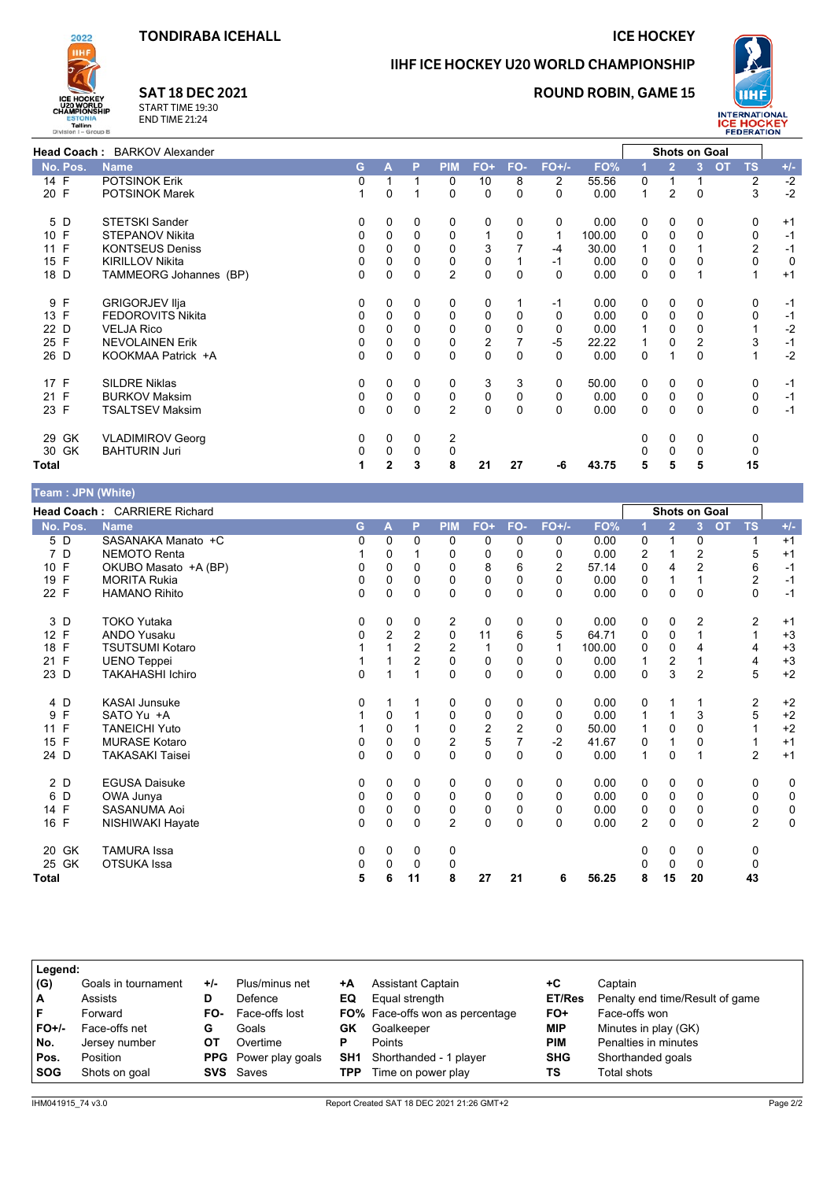TONDIRABA ICEHALL

ICE HOCKEY

# IIHF ICE HOCKEY U20 WORLD CHAMPIONSHIP

**SAT 18 DEC 2021**
START TIME 19:30
END TIME 21:24

**ROUND ROBIN, GAME 15**

**Head Coach :** BARKOV Alexander

| No. | Pos. | Name | G | A | P | PIM | FO+ | FO- | FO+/- | FO% | SOG 1 | SOG 2 | SOG 3 | SOG OT | TS | +/- |
|---|---|---|---|---|---|---|---|---|---|---|---|---|---|---|---|---|
| 14 | F | POTSINOK Erik | 0 | 1 | 1 | 0 | 10 | 8 | 2 | 55.56 | 0 | 1 | 1 | | 2 | -2 |
| 20 | F | POTSINOK Marek | 1 | 0 | 1 | 0 | 0 | 0 | 0 | 0.00 | 1 | 2 | 0 | | 3 | -2 |
| 5 | D | STETSKI Sander | 0 | 0 | 0 | 0 | 0 | 0 | 0 | 0.00 | 0 | 0 | 0 | | 0 | +1 |
| 10 | F | STEPANOV Nikita | 0 | 0 | 0 | 0 | 1 | 0 | 1 | 100.00 | 0 | 0 | 0 | | 0 | -1 |
| 11 | F | KONTSEUS Deniss | 0 | 0 | 0 | 0 | 3 | 7 | -4 | 30.00 | 1 | 0 | 1 | | 2 | -1 |
| 15 | F | KIRILLOV Nikita | 0 | 0 | 0 | 0 | 0 | 1 | -1 | 0.00 | 0 | 0 | 0 | | 0 | 0 |
| 18 | D | TAMMEORG Johannes (BP) | 0 | 0 | 0 | 2 | 0 | 0 | 0 | 0.00 | 0 | 0 | 1 | | 1 | +1 |
| 9 | F | GRIGORJEV Ilja | 0 | 0 | 0 | 0 | 0 | 1 | -1 | 0.00 | 0 | 0 | 0 | | 0 | -1 |
| 13 | F | FEDOROVITS Nikita | 0 | 0 | 0 | 0 | 0 | 0 | 0 | 0.00 | 0 | 0 | 0 | | 0 | -1 |
| 22 | D | VELJA Rico | 0 | 0 | 0 | 0 | 0 | 0 | 0 | 0.00 | 1 | 0 | 0 | | 1 | -2 |
| 25 | F | NEVOLAINEN Erik | 0 | 0 | 0 | 0 | 2 | 7 | -5 | 22.22 | 1 | 0 | 2 | | 3 | -1 |
| 26 | D | KOOKMAA Patrick +A | 0 | 0 | 0 | 0 | 0 | 0 | 0 | 0.00 | 0 | 1 | 0 | | 1 | -2 |
| 17 | F | SILDRE Niklas | 0 | 0 | 0 | 0 | 3 | 3 | 0 | 50.00 | 0 | 0 | 0 | | 0 | -1 |
| 21 | F | BURKOV Maksim | 0 | 0 | 0 | 0 | 0 | 0 | 0 | 0.00 | 0 | 0 | 0 | | 0 | -1 |
| 23 | F | TSALTSEV Maksim | 0 | 0 | 0 | 2 | 0 | 0 | 0 | 0.00 | 0 | 0 | 0 | | 0 | -1 |
| 29 | GK | VLADIMIROV Georg | 0 | 0 | 0 | 2 | | | | | 0 | 0 | 0 | | 0 | |
| 30 | GK | BAHTURIN Juri | 0 | 0 | 0 | 0 | | | | | 0 | 0 | 0 | | 0 | |
| **Total** | | | **1** | **2** | **3** | **8** | **21** | **27** | **-6** | **43.75** | **5** | **5** | **5** | | **15** | |

**Team : JPN (White)**

**Head Coach :** CARRIERE Richard

| No. | Pos. | Name | G | A | P | PIM | FO+ | FO- | FO+/- | FO% | SOG 1 | SOG 2 | SOG 3 | SOG OT | TS | +/- |
|---|---|---|---|---|---|---|---|---|---|---|---|---|---|---|---|---|
| 5 | D | SASANAKA Manato +C | 0 | 0 | 0 | 0 | 0 | 0 | 0 | 0.00 | 0 | 1 | 0 | | 1 | +1 |
| 7 | D | NEMOTO Renta | 1 | 0 | 1 | 0 | 0 | 0 | 0 | 0.00 | 2 | 1 | 2 | | 5 | +1 |
| 10 | F | OKUBO Masato +A (BP) | 0 | 0 | 0 | 0 | 8 | 6 | 2 | 57.14 | 0 | 4 | 2 | | 6 | -1 |
| 19 | F | MORITA Rukia | 0 | 0 | 0 | 0 | 0 | 0 | 0 | 0.00 | 0 | 1 | 1 | | 2 | -1 |
| 22 | F | HAMANO Rihito | 0 | 0 | 0 | 0 | 0 | 0 | 0 | 0.00 | 0 | 0 | 0 | | 0 | -1 |
| 3 | D | TOKO Yutaka | 0 | 0 | 0 | 2 | 0 | 0 | 0 | 0.00 | 0 | 0 | 2 | | 2 | +1 |
| 12 | F | ANDO Yusaku | 0 | 2 | 2 | 0 | 11 | 6 | 5 | 64.71 | 0 | 0 | 1 | | 1 | +3 |
| 18 | F | TSUTSUMI Kotaro | 1 | 1 | 2 | 2 | 1 | 0 | 1 | 100.00 | 0 | 0 | 4 | | 4 | +3 |
| 21 | F | UENO Teppei | 1 | 1 | 2 | 0 | 0 | 0 | 0 | 0.00 | 1 | 2 | 1 | | 4 | +3 |
| 23 | D | TAKAHASHI Ichiro | 0 | 1 | 1 | 0 | 0 | 0 | 0 | 0.00 | 0 | 3 | 2 | | 5 | +2 |
| 4 | D | KASAI Junsuke | 0 | 1 | 1 | 0 | 0 | 0 | 0 | 0.00 | 0 | 1 | 1 | | 2 | +2 |
| 9 | F | SATO Yu +A | 1 | 0 | 1 | 0 | 0 | 0 | 0 | 0.00 | 1 | 1 | 3 | | 5 | +2 |
| 11 | F | TANEICHI Yuto | 1 | 0 | 1 | 0 | 2 | 2 | 0 | 50.00 | 1 | 0 | 0 | | 1 | +2 |
| 15 | F | MURASE Kotaro | 0 | 0 | 0 | 2 | 5 | 7 | -2 | 41.67 | 0 | 1 | 0 | | 1 | +1 |
| 24 | D | TAKASAKI Taisei | 0 | 0 | 0 | 0 | 0 | 0 | 0 | 0.00 | 1 | 0 | 1 | | 2 | +1 |
| 2 | D | EGUSA Daisuke | 0 | 0 | 0 | 0 | 0 | 0 | 0 | 0.00 | 0 | 0 | 0 | | 0 | 0 |
| 6 | D | OWA Junya | 0 | 0 | 0 | 0 | 0 | 0 | 0 | 0.00 | 0 | 0 | 0 | | 0 | 0 |
| 14 | F | SASANUMA Aoi | 0 | 0 | 0 | 0 | 0 | 0 | 0 | 0.00 | 0 | 0 | 0 | | 0 | 0 |
| 16 | F | NISHIWAKI Hayate | 0 | 0 | 0 | 2 | 0 | 0 | 0 | 0.00 | 2 | 0 | 0 | | 2 | 0 |
| 20 | GK | TAMURA Issa | 0 | 0 | 0 | 0 | | | | | 0 | 0 | 0 | | 0 | |
| 25 | GK | OTSUKA Issa | 0 | 0 | 0 | 0 | | | | | 0 | 0 | 0 | | 0 | |
| **Total** | | | **5** | **6** | **11** | **8** | **27** | **21** | **6** | **56.25** | **8** | **15** | **20** | | **43** | |

**Legend:**

| | | | | | | | |
|---|---|---|---|---|---|---|---|
| (G) | Goals in tournament | +/- | Plus/minus net | +A | Assistant Captain | +C | Captain |
| A | Assists | D | Defence | EQ | Equal strength | ET/Res | Penalty end time/Result of game |
| F | Forward | FO- | Face-offs lost | FO% | Face-offs won as percentage | FO+ | Face-offs won |
| FO+/- | Face-offs net | G | Goals | GK | Goalkeeper | MIP | Minutes in play (GK) |
| No. | Jersey number | OT | Overtime | P | Points | PIM | Penalties in minutes |
| Pos. | Position | PPG | Power play goals | SH1 | Shorthanded - 1 player | SHG | Shorthanded goals |
| SOG | Shots on goal | SVS | Saves | TPP | Time on power play | TS | Total shots |

IHM041915_74 v3.0 — Report Created SAT 18 DEC 2021 21:26 GMT+2